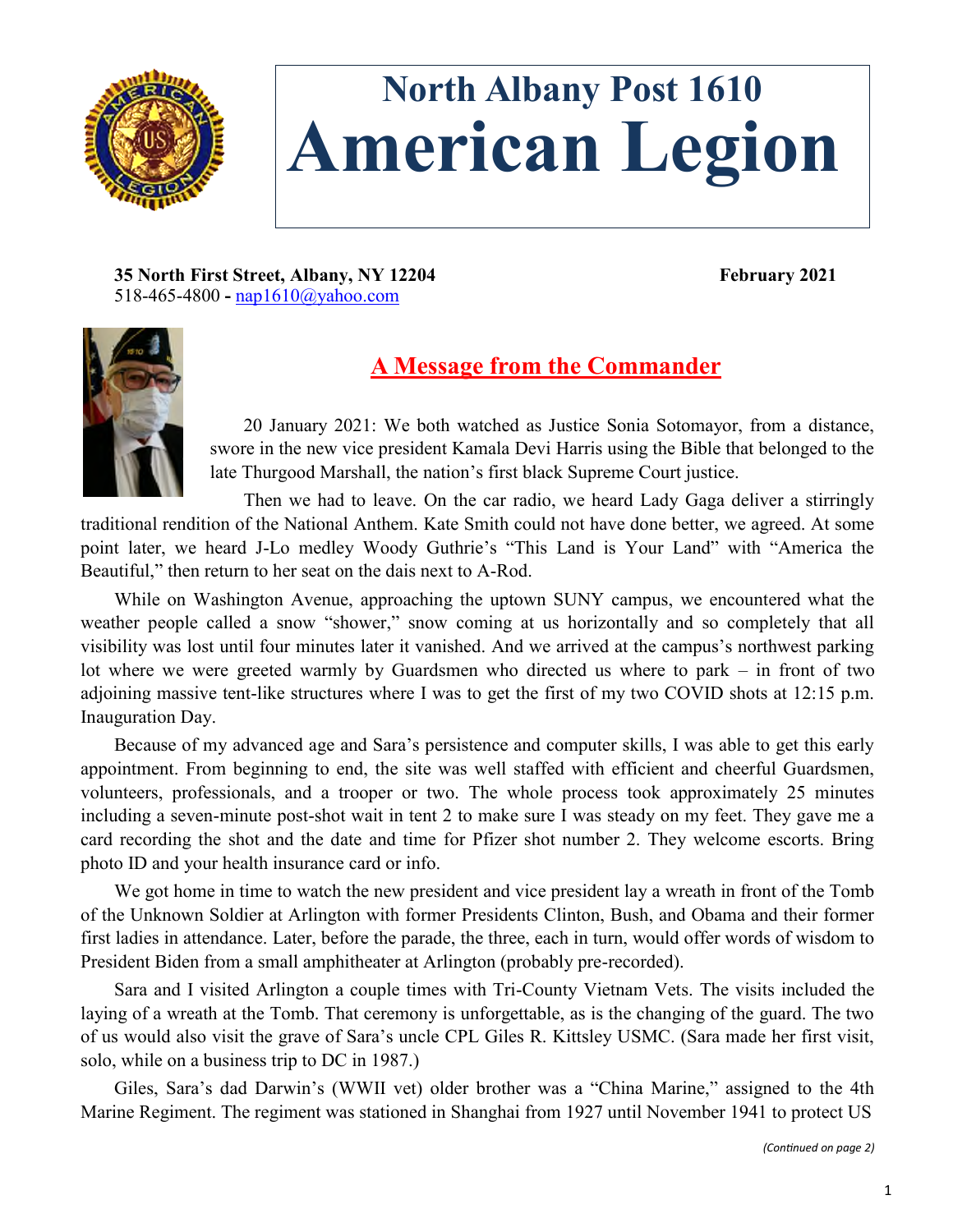# North Albany Post 1610
# American Legion

**35 North First Street, Albany, NY 12204** **February 2021**
518-465-4800 - nap1610@yahoo.com

## A Message from the Commander

20 January 2021: We both watched as Justice Sonia Sotomayor, from a distance, swore in the new vice president Kamala Devi Harris using the Bible that belonged to the late Thurgood Marshall, the nation's first black Supreme Court justice.

Then we had to leave. On the car radio, we heard Lady Gaga deliver a stirringly traditional rendition of the National Anthem. Kate Smith could not have done better, we agreed. At some point later, we heard J-Lo medley Woody Guthrie's "This Land is Your Land" with "America the Beautiful," then return to her seat on the dais next to A-Rod.

While on Washington Avenue, approaching the uptown SUNY campus, we encountered what the weather people called a snow "shower," snow coming at us horizontally and so completely that all visibility was lost until four minutes later it vanished. And we arrived at the campus's northwest parking lot where we were greeted warmly by Guardsmen who directed us where to park – in front of two adjoining massive tent-like structures where I was to get the first of my two COVID shots at 12:15 p.m. Inauguration Day.

Because of my advanced age and Sara's persistence and computer skills, I was able to get this early appointment. From beginning to end, the site was well staffed with efficient and cheerful Guardsmen, volunteers, professionals, and a trooper or two. The whole process took approximately 25 minutes including a seven-minute post-shot wait in tent 2 to make sure I was steady on my feet. They gave me a card recording the shot and the date and time for Pfizer shot number 2. They welcome escorts. Bring photo ID and your health insurance card or info.

We got home in time to watch the new president and vice president lay a wreath in front of the Tomb of the Unknown Soldier at Arlington with former Presidents Clinton, Bush, and Obama and their former first ladies in attendance. Later, before the parade, the three, each in turn, would offer words of wisdom to President Biden from a small amphitheater at Arlington (probably pre-recorded).

Sara and I visited Arlington a couple times with Tri-County Vietnam Vets. The visits included the laying of a wreath at the Tomb. That ceremony is unforgettable, as is the changing of the guard. The two of us would also visit the grave of Sara's uncle CPL Giles R. Kittsley USMC. (Sara made her first visit, solo, while on a business trip to DC in 1987.)

Giles, Sara's dad Darwin's (WWII vet) older brother was a "China Marine," assigned to the 4th Marine Regiment. The regiment was stationed in Shanghai from 1927 until November 1941 to protect US

*(Continued on page 2)*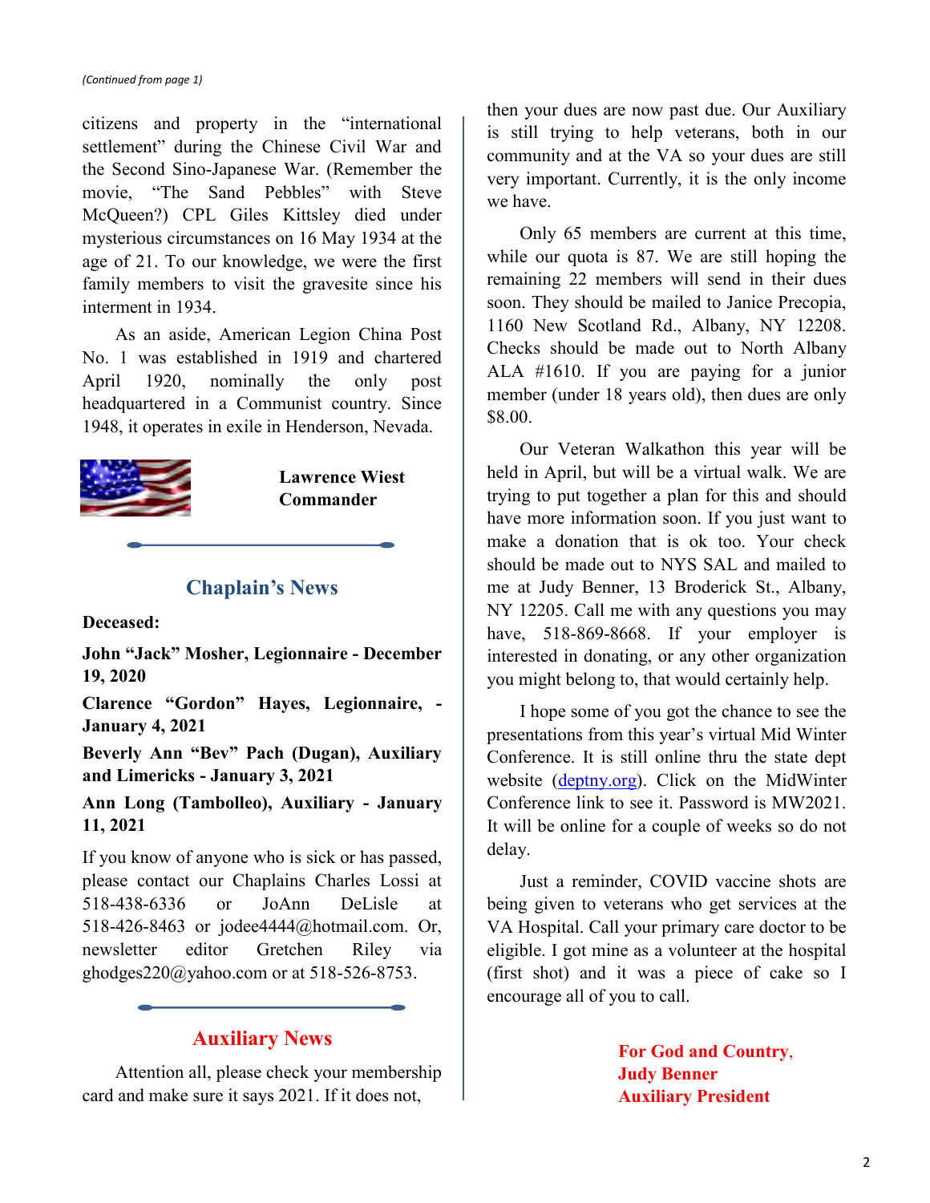*(Continued from page 1)*

citizens and property in the "international settlement" during the Chinese Civil War and the Second Sino-Japanese War. (Remember the movie, "The Sand Pebbles" with Steve McQueen?) CPL Giles Kittsley died under mysterious circumstances on 16 May 1934 at the age of 21. To our knowledge, we were the first family members to visit the gravesite since his interment in 1934.

As an aside, American Legion China Post No. 1 was established in 1919 and chartered April 1920, nominally the only post headquartered in a Communist country. Since 1948, it operates in exile in Henderson, Nevada.

**Lawrence Wiest**
**Commander**

## Chaplain's News

**Deceased:**

**John "Jack" Mosher, Legionnaire - December 19, 2020**

**Clarence "Gordon" Hayes, Legionnaire, - January 4, 2021**

**Beverly Ann "Bev" Pach (Dugan), Auxiliary and Limericks - January 3, 2021**

**Ann Long (Tambolleo), Auxiliary - January 11, 2021**

If you know of anyone who is sick or has passed, please contact our Chaplains Charles Lossi at 518-438-6336 or JoAnn DeLisle at 518-426-8463 or jodee4444@hotmail.com. Or, newsletter editor Gretchen Riley via ghodges220@yahoo.com or at 518-526-8753.

## Auxiliary News

Attention all, please check your membership card and make sure it says 2021. If it does not, then your dues are now past due. Our Auxiliary is still trying to help veterans, both in our community and at the VA so your dues are still very important. Currently, it is the only income we have.

Only 65 members are current at this time, while our quota is 87. We are still hoping the remaining 22 members will send in their dues soon. They should be mailed to Janice Precopia, 1160 New Scotland Rd., Albany, NY 12208. Checks should be made out to North Albany ALA #1610. If you are paying for a junior member (under 18 years old), then dues are only $8.00.

Our Veteran Walkathon this year will be held in April, but will be a virtual walk. We are trying to put together a plan for this and should have more information soon. If you just want to make a donation that is ok too. Your check should be made out to NYS SAL and mailed to me at Judy Benner, 13 Broderick St., Albany, NY 12205. Call me with any questions you may have, 518-869-8668. If your employer is interested in donating, or any other organization you might belong to, that would certainly help.

I hope some of you got the chance to see the presentations from this year's virtual Mid Winter Conference. It is still online thru the state dept website (deptny.org). Click on the MidWinter Conference link to see it. Password is MW2021. It will be online for a couple of weeks so do not delay.

Just a reminder, COVID vaccine shots are being given to veterans who get services at the VA Hospital. Call your primary care doctor to be eligible. I got mine as a volunteer at the hospital (first shot) and it was a piece of cake so I encourage all of you to call.

**For God and Country,**
**Judy Benner**
**Auxiliary President**